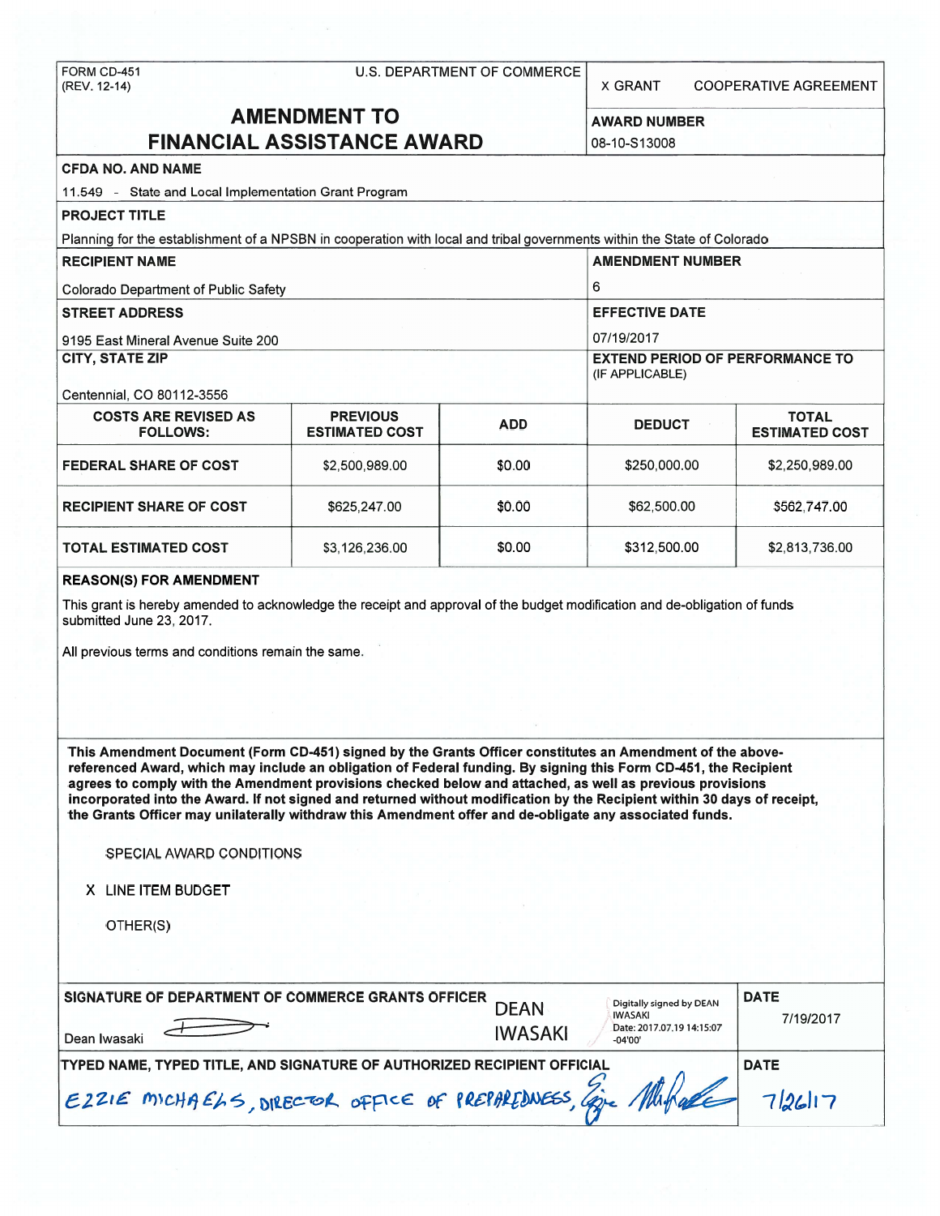FORM CD-451
(REV. 12-14)

U.S. DEPARTMENT OF COMMERCE

X GRANT    COOPERATIVE AGREEMENT

# AMENDMENT TO FINANCIAL ASSISTANCE AWARD

**AWARD NUMBER**
08-10-S13008

**CFDA NO. AND NAME**
11.549 - State and Local Implementation Grant Program

**PROJECT TITLE**
Planning for the establishment of a NPSBN in cooperation with local and tribal governments within the State of Colorado

**RECIPIENT NAME**
Colorado Department of Public Safety

**AMENDMENT NUMBER**
6

**STREET ADDRESS**
9195 East Mineral Avenue Suite 200

**EFFECTIVE DATE**
07/19/2017

**CITY, STATE ZIP**
Centennial, CO 80112-3556

**EXTEND PERIOD OF PERFORMANCE TO** (IF APPLICABLE)

| COSTS ARE REVISED AS FOLLOWS: | PREVIOUS ESTIMATED COST | ADD | DEDUCT | TOTAL ESTIMATED COST |
|---|---|---|---|---|
| FEDERAL SHARE OF COST | $2,500,989.00 | $0.00 | $250,000.00 | $2,250,989.00 |
| RECIPIENT SHARE OF COST | $625,247.00 | $0.00 | $62,500.00 | $562,747.00 |
| TOTAL ESTIMATED COST | $3,126,236.00 | $0.00 | $312,500.00 | $2,813,736.00 |

**REASON(S) FOR AMENDMENT**

This grant is hereby amended to acknowledge the receipt and approval of the budget modification and de-obligation of funds submitted June 23, 2017.

All previous terms and conditions remain the same.

**This Amendment Document (Form CD-451) signed by the Grants Officer constitutes an Amendment of the above-referenced Award, which may include an obligation of Federal funding. By signing this Form CD-451, the Recipient agrees to comply with the Amendment provisions checked below and attached, as well as previous provisions incorporated into the Award. If not signed and returned without modification by the Recipient within 30 days of receipt, the Grants Officer may unilaterally withdraw this Amendment offer and de-obligate any associated funds.**

SPECIAL AWARD CONDITIONS

X LINE ITEM BUDGET

OTHER(S)

**SIGNATURE OF DEPARTMENT OF COMMERCE GRANTS OFFICER**
Dean Iwasaki
DEAN IWASAKI — Digitally signed by DEAN IWASAKI Date: 2017.07.19 14:15:07 -04'00'

**DATE**
7/19/2017

**TYPED NAME, TYPED TITLE, AND SIGNATURE OF AUTHORIZED RECIPIENT OFFICIAL**
EZZIE MICHAELS, DIRECTOR OFFICE OF PREPAREDNESS, [signature]

**DATE**
7/26/17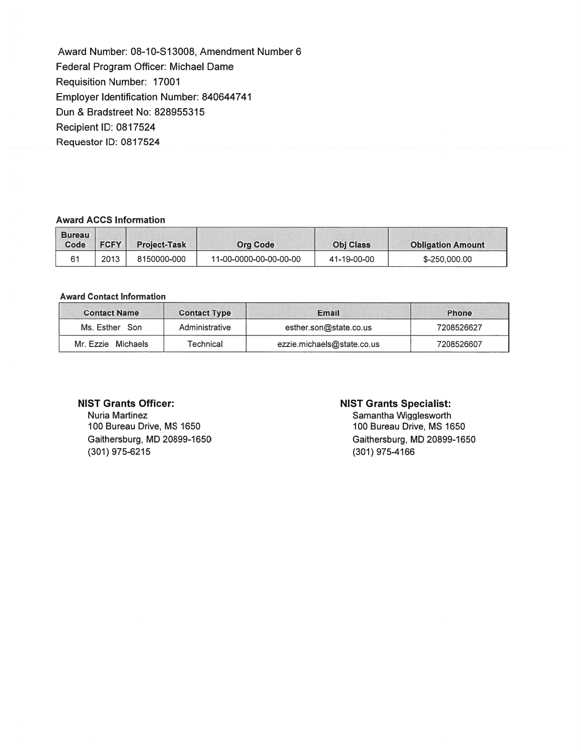Award Number: 08-10-S13008, Amendment Number 6
Federal Program Officer: Michael Dame
Requisition Number: 17001
Employer Identification Number: 840644741
Dun & Bradstreet No: 828955315
Recipient ID: 0817524
Requestor ID: 0817524

**Award ACCS Information**

| Bureau Code | FCFY | Project-Task | Org Code | Obj Class | Obligation Amount |
|---|---|---|---|---|---|
| 61 | 2013 | 8150000-000 | 11-00-0000-00-00-00-00 | 41-19-00-00 | $-250,000.00 |

**Award Contact Information**

| Contact Name | Contact Type | Email | Phone |
|---|---|---|---|
| Ms. Esther Son | Administrative | esther.son@state.co.us | 7208526627 |
| Mr. Ezzie Michaels | Technical | ezzie.michaels@state.co.us | 7208526607 |

**NIST Grants Officer:**
Nuria Martinez
100 Bureau Drive, MS 1650
Gaithersburg, MD 20899-1650
(301) 975-6215

**NIST Grants Specialist:**
Samantha Wigglesworth
100 Bureau Drive, MS 1650
Gaithersburg, MD 20899-1650
(301) 975-4166